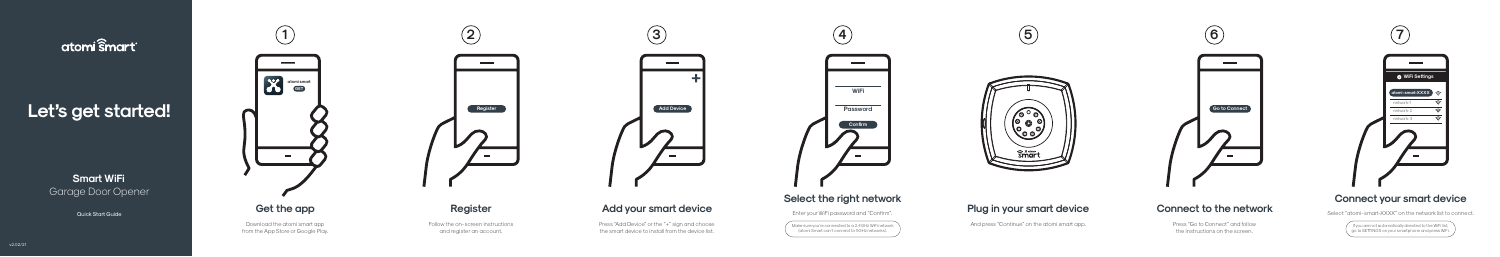atomi smart

# Let's get started!

**Smart WiFi**
Garage Door Opener

Quick Start Guide

v2.02.21

## 1 Get the app

Download the atomi smart app from the App Store or Google Play.

## 2 Register

Follow the on-screen instructions and register an account.

## 3 Add your smart device

Press "Add Device" or the "+" sign and choose the smart device to install from the device list.

## 4 Select the right network

Enter your WiFi password and "Confirm".

Make sure you're connected to a 2.4 GHz WiFi network (atomi Smart can't connect to 5 GHz networks).

## 5 Plug in your smart device

And press "Continue" on the atomi smart app.

## 6 Connect to the network

Press "Go to Connect" and follow the instructions on the screen.

## 7 Connect your smart device

Select "atomi-smart-XXXX" on the network list to connect.

If you were not automatically directed to the WiFi list, go to SETTINGS on your smartphone and press WiFi.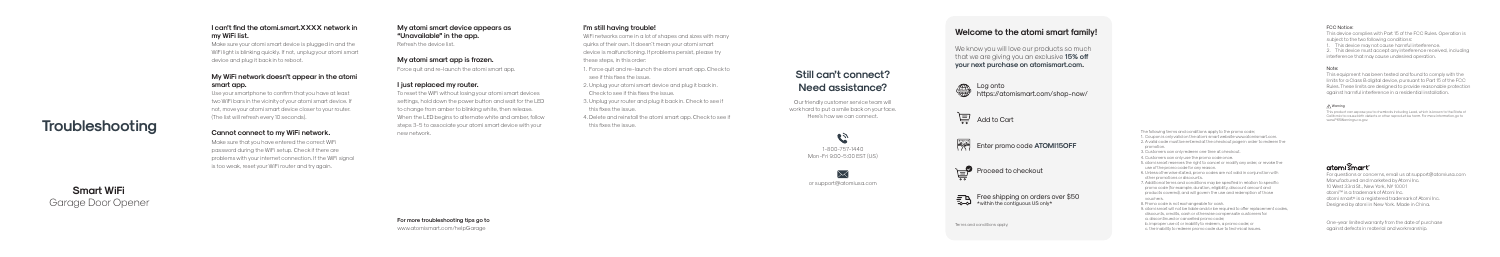# Troubleshooting

**Smart WiFi**
Garage Door Opener

### I can't find the atomi.smart.XXXX network in my WiFi list.

Make sure your atomi smart device is plugged in and the WiFi light is blinking quickly. If not, unplug your atomi smart device and plug it back in to reboot.

### My WiFi network doesn't appear in the atomi smart app.

Use your smartphone to confirm that you have at least two WiFi bars in the vicinity of your atomi smart device. If not, move your atomi smart device closer to your router. (The list will refresh every 10 seconds).

### Cannot connect to my WiFi network.

Make sure that you have entered the correct WiFi password during the WiFi setup. Check if there are problems with your internet connection. If the WiFi signal is too weak, reset your WiFi router and try again.

### My atomi smart device appears as "Unavailable" in the app.

Refresh the device list.

### My atomi smart app is frozen.

Force quit and re-launch the atomi smart app.

### I just replaced my router.

To reset the WiFi without losing your atomi smart device settings, hold down the power button and wait for the LED to change from amber to blinking white, then release. When the LED begins to alternate white and amber, follow steps 3-5 to associate your atomi smart device with your new network.

**For more troubleshooting tips go to**
www.atomismart.com/helpGarage

### I'm still having trouble!

WiFi networks come in a lot of shapes and sizes with many quirks of their own. It doesn't mean your atomi smart device is malfunctioning. If problems persist, please try these steps, in this order:

1. Force quit and re-launch the atomi smart app. Check to see if this fixes the issue.
2. Unplug your atomi smart device and plug it back in. Check to see if this fixes the issue.
3. Unplug your router and plug it back in. Check to see if this fixes the issue.
4. Delete and reinstall the atomi smart app. Check to see if this fixes the issue.

## Still can't connect? Need assistance?

Our friendly customer service team will work hard to put a smile back on your face. Here's how we can connect:

1-800-757-1440
Mon-Fri 9:00-5:00 EST (US)

or support@atomiusa.com

## Welcome to the atomi smart family!

We know you will love our products so much that we are giving you an exclusive **15% off your next purchase on atomismart.com.**

Log onto https://atomismart.com/shop-now/

Add to Cart

Enter promo code **ATOMI15OFF**

Proceed to checkout

Free shipping on orders over $50
*within the contiguous US only*

The following terms and conditions apply to the promo code:
1. Coupon is only valid on the atomi smart website www.atomismart.com.
2. A valid code must be entered at the checkout page in order to redeem the promotion.
3. Customers can only redeem one time at checkout.
4. Customers can only use this promo code once.
5. atomi smart reserves the right to cancel or modify any order, or revoke the use of the promo code for any reason.
6. Unless otherwise stated, promo codes are not valid in conjunction with other promotions or discounts.
7. Additional terms and conditions may be specified in relation to specific promo codes (for example, duration, eligibility, discount amount and products covered) and will govern the use and redemption of those promo codes.
8. Promo code is not exchangeable for cash.
9. atomi smart will not be liable and/or be required to offer replacement codes, discounts, credits, cash or otherwise compensate customers for:
a. discontinued or cancelled promo code
b. improper use of or inability to redeem a promo code or
c. the inability to redeem a promo code due to technical issues.

Terms and conditions apply.

**FCC Notice:**
This device complies with Part 15 of the FCC Rules. Operation is subject to the two following conditions:
1. This device may not cause harmful interference.
2. This device must accept any interference received, including interference that may cause undesired operation.

**Note:**
This equipment has been tested and found to comply with the limits for a Class B digital device, pursuant to Part 15 of the FCC Rules. These limits are designed to provide reasonable protection against harmful interference in a residential installation.

⚠ **Warning**
This product can expose you to chemicals including Lead, which is known to the State of California to cause cancer, birth defects or other reproductive harm. For more information go to www.P65Warnings.ca.gov.

atomi smart

For questions or concerns, email us at support@atomiusa.com
Manufactured and marketed by Atomi Inc.
10 West 33rd St., New York, NY 10001
atomi™ is a trademark of Atomi Inc.
atomi smart® is a registered trademark of Atomi Inc.
Designed by atomi in New York. Made in China.

One-year limited warranty from the date of purchase against defects in material and workmanship.